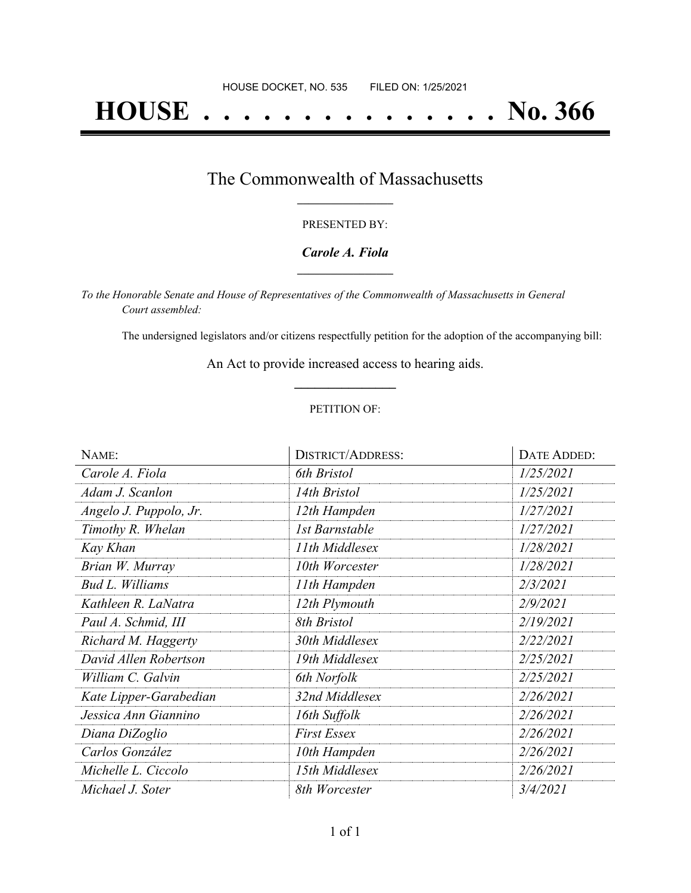HOUSE DOCKET, NO. 535        FILED ON: 1/25/2021

# HOUSE . . . . . . . . . . . . . . . No. 366

## The Commonwealth of Massachusetts

PRESENTED BY:

***Carole A. Fiola***

*To the Honorable Senate and House of Representatives of the Commonwealth of Massachusetts in General Court assembled:*

The undersigned legislators and/or citizens respectfully petition for the adoption of the accompanying bill:

An Act to provide increased access to hearing aids.

PETITION OF:

| NAME: | DISTRICT/ADDRESS: | DATE ADDED: |
|---|---|---|
| *Carole A. Fiola* | *6th Bristol* | *1/25/2021* |
| *Adam J. Scanlon* | *14th Bristol* | *1/25/2021* |
| *Angelo J. Puppolo, Jr.* | *12th Hampden* | *1/27/2021* |
| *Timothy R. Whelan* | *1st Barnstable* | *1/27/2021* |
| *Kay Khan* | *11th Middlesex* | *1/28/2021* |
| *Brian W. Murray* | *10th Worcester* | *1/28/2021* |
| *Bud L. Williams* | *11th Hampden* | *2/3/2021* |
| *Kathleen R. LaNatra* | *12th Plymouth* | *2/9/2021* |
| *Paul A. Schmid, III* | *8th Bristol* | *2/19/2021* |
| *Richard M. Haggerty* | *30th Middlesex* | *2/22/2021* |
| *David Allen Robertson* | *19th Middlesex* | *2/25/2021* |
| *William C. Galvin* | *6th Norfolk* | *2/25/2021* |
| *Kate Lipper-Garabedian* | *32nd Middlesex* | *2/26/2021* |
| *Jessica Ann Giannino* | *16th Suffolk* | *2/26/2021* |
| *Diana DiZoglio* | *First Essex* | *2/26/2021* |
| *Carlos González* | *10th Hampden* | *2/26/2021* |
| *Michelle L. Ciccolo* | *15th Middlesex* | *2/26/2021* |
| *Michael J. Soter* | *8th Worcester* | *3/4/2021* |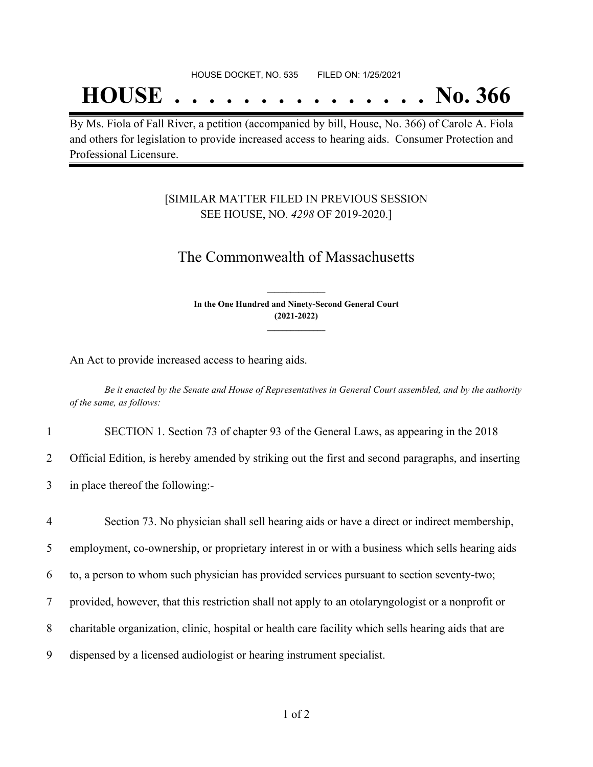HOUSE DOCKET, NO. 535 FILED ON: 1/25/2021

# HOUSE . . . . . . . . . . . . . . . No. 366

By Ms. Fiola of Fall River, a petition (accompanied by bill, House, No. 366) of Carole A. Fiola and others for legislation to provide increased access to hearing aids. Consumer Protection and Professional Licensure.

[SIMILAR MATTER FILED IN PREVIOUS SESSION SEE HOUSE, NO. *4298* OF 2019-2020.]

## The Commonwealth of Massachusetts

**In the One Hundred and Ninety-Second General Court (2021-2022)**

An Act to provide increased access to hearing aids.

*Be it enacted by the Senate and House of Representatives in General Court assembled, and by the authority of the same, as follows:*

1 SECTION 1. Section 73 of chapter 93 of the General Laws, as appearing in the 2018
2 Official Edition, is hereby amended by striking out the first and second paragraphs, and inserting
3 in place thereof the following:-

4 Section 73. No physician shall sell hearing aids or have a direct or indirect membership,
5 employment, co-ownership, or proprietary interest in or with a business which sells hearing aids
6 to, a person to whom such physician has provided services pursuant to section seventy-two;
7 provided, however, that this restriction shall not apply to an otolaryngologist or a nonprofit or
8 charitable organization, clinic, hospital or health care facility which sells hearing aids that are
9 dispensed by a licensed audiologist or hearing instrument specialist.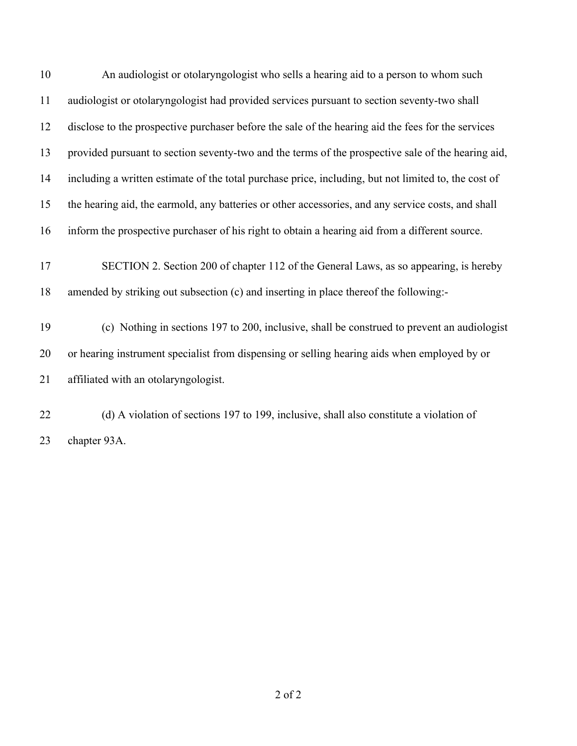An audiologist or otolaryngologist who sells a hearing aid to a person to whom such audiologist or otolaryngologist had provided services pursuant to section seventy-two shall disclose to the prospective purchaser before the sale of the hearing aid the fees for the services provided pursuant to section seventy-two and the terms of the prospective sale of the hearing aid, including a written estimate of the total purchase price, including, but not limited to, the cost of the hearing aid, the earmold, any batteries or other accessories, and any service costs, and shall inform the prospective purchaser of his right to obtain a hearing aid from a different source.

SECTION 2. Section 200 of chapter 112 of the General Laws, as so appearing, is hereby amended by striking out subsection (c) and inserting in place thereof the following:-

(c) Nothing in sections 197 to 200, inclusive, shall be construed to prevent an audiologist or hearing instrument specialist from dispensing or selling hearing aids when employed by or affiliated with an otolaryngologist.

(d) A violation of sections 197 to 199, inclusive, shall also constitute a violation of chapter 93A.